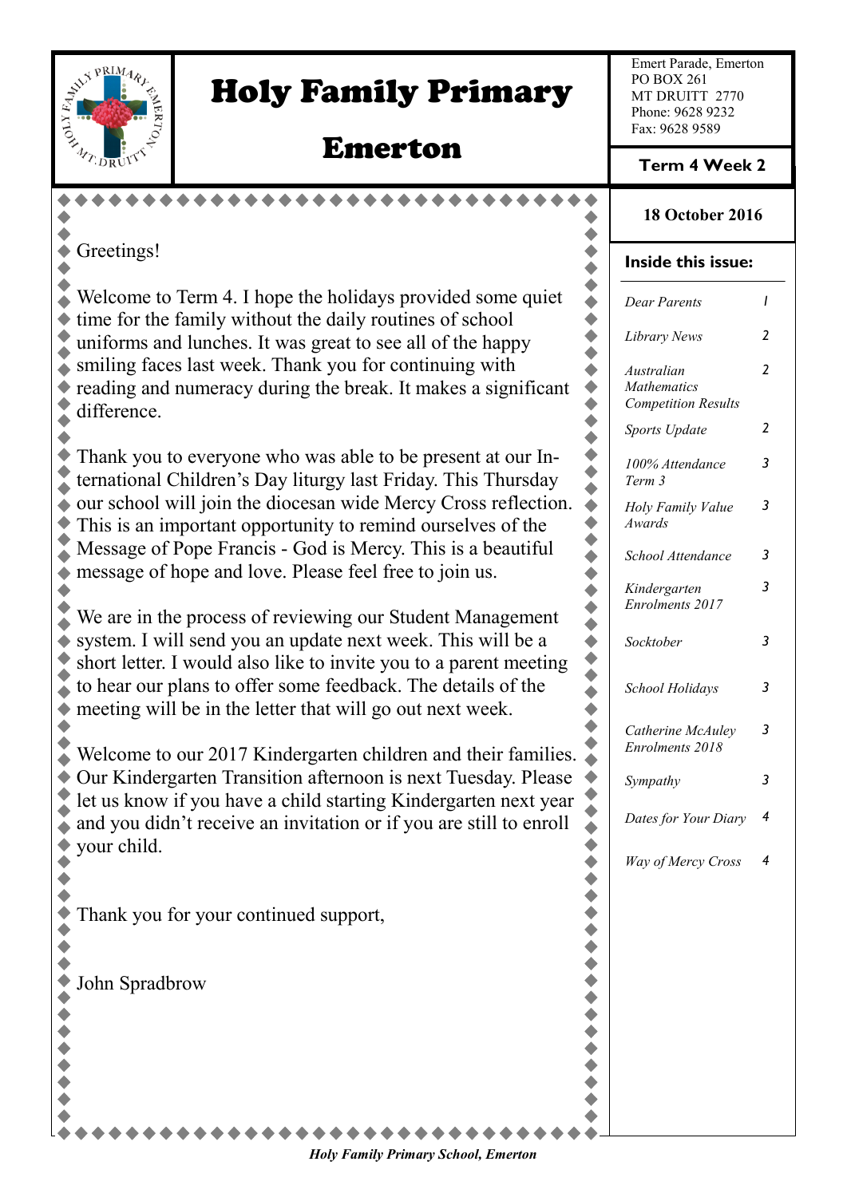# Holy Family Primary

# Emerton

Emert Parade, Emerton
PO BOX 261
MT DRUITT 2770
Phone: 9628 9232
Fax: 9628 9589

**Term 4 Week 2**

**18 October 2016**

**Inside this issue:**

| | |
|---|---|
| *Dear Parents* | 1 |
| *Library News* | 2 |
| *Australian Mathematics Competition Results* | 2 |
| *Sports Update* | 2 |
| *100% Attendance Term 3* | 3 |
| *Holy Family Value Awards* | 3 |
| *School Attendance* | 3 |
| *Kindergarten Enrolments 2017* | 3 |
| *Socktober* | 3 |
| *School Holidays* | 3 |
| *Catherine McAuley Enrolments 2018* | 3 |
| *Sympathy* | 3 |
| *Dates for Your Diary* | 4 |
| *Way of Mercy Cross* | 4 |

Greetings!

Welcome to Term 4. I hope the holidays provided some quiet time for the family without the daily routines of school uniforms and lunches. It was great to see all of the happy smiling faces last week. Thank you for continuing with reading and numeracy during the break. It makes a significant difference.

Thank you to everyone who was able to be present at our International Children's Day liturgy last Friday. This Thursday our school will join the diocesan wide Mercy Cross reflection. This is an important opportunity to remind ourselves of the Message of Pope Francis - God is Mercy. This is a beautiful message of hope and love. Please feel free to join us.

We are in the process of reviewing our Student Management system. I will send you an update next week. This will be a short letter. I would also like to invite you to a parent meeting to hear our plans to offer some feedback. The details of the meeting will be in the letter that will go out next week.

Welcome to our 2017 Kindergarten children and their families. Our Kindergarten Transition afternoon is next Tuesday. Please let us know if you have a child starting Kindergarten next year and you didn't receive an invitation or if you are still to enroll your child.

Thank you for your continued support,

John Spradbrow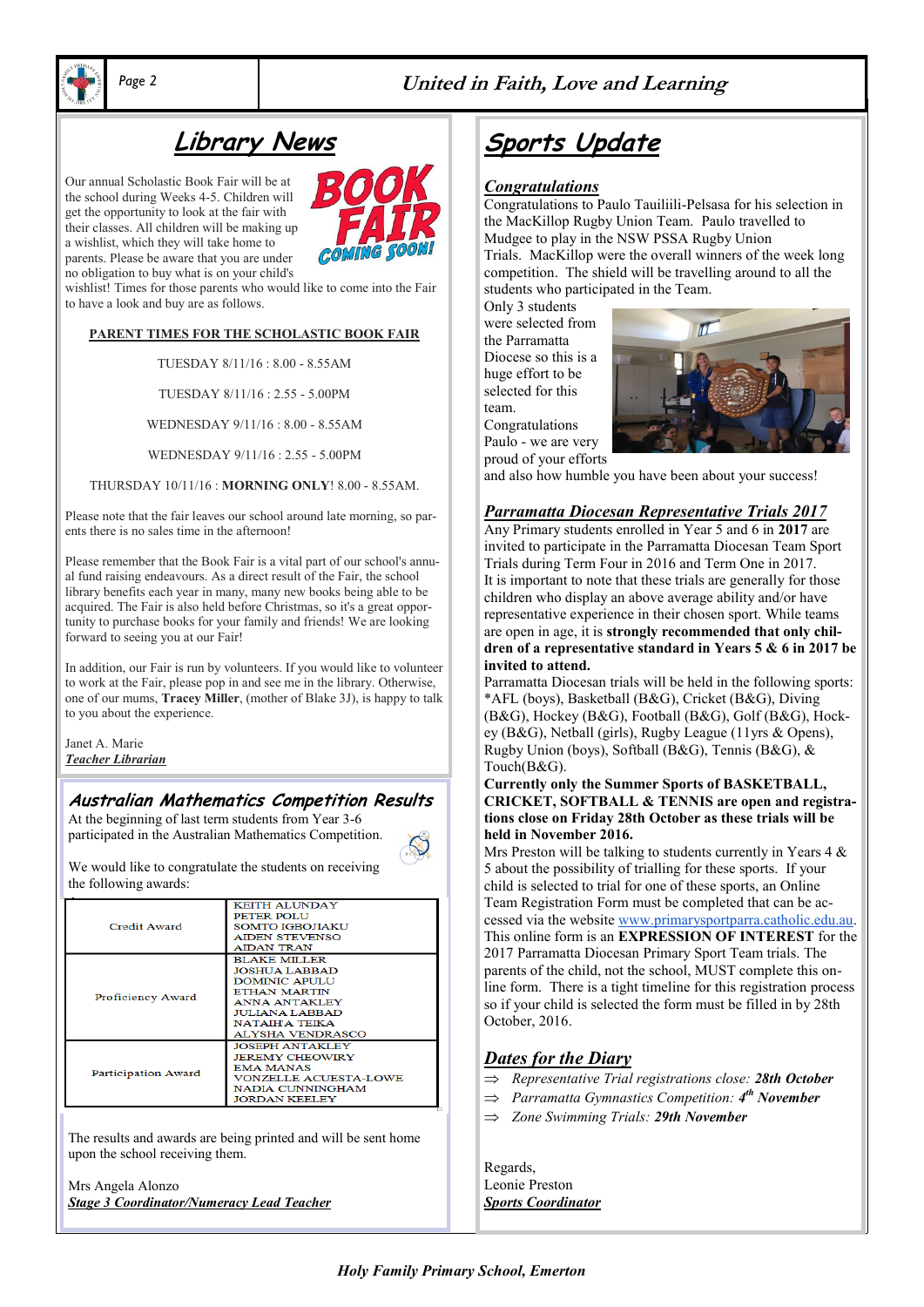## Library News

Our annual Scholastic Book Fair will be at the school during Weeks 4-5. Children will get the opportunity to look at the fair with their classes. All children will be making up a wishlist, which they will take home to parents. Please be aware that you are under no obligation to buy what is on your child's wishlist! Times for those parents who would like to come into the Fair to have a look and buy are as follows.

BOOK FAIR COMING SOON!

**PARENT TIMES FOR THE SCHOLASTIC BOOK FAIR**

TUESDAY 8/11/16 : 8.00 - 8.55AM

TUESDAY 8/11/16 : 2.55 - 5.00PM

WEDNESDAY 9/11/16 : 8.00 - 8.55AM

WEDNESDAY 9/11/16 : 2.55 - 5.00PM

THURSDAY 10/11/16 : **MORNING ONLY**! 8.00 - 8.55AM.

Please note that the fair leaves our school around late morning, so parents there is no sales time in the afternoon!

Please remember that the Book Fair is a vital part of our school's annual fund raising endeavours. As a direct result of the Fair, the school library benefits each year in many, many new books being able to be acquired. The Fair is also held before Christmas, so it's a great opportunity to purchase books for your family and friends! We are looking forward to seeing you at our Fair!

In addition, our Fair is run by volunteers. If you would like to volunteer to work at the Fair, please pop in and see me in the library. Otherwise, one of our mums, **Tracey Miller**, (mother of Blake 3J), is happy to talk to you about the experience.

Janet A. Marie
***Teacher Librarian***

## Australian Mathematics Competition Results

At the beginning of last term students from Year 3-6 participated in the Australian Mathematics Competition.

We would like to congratulate the students on receiving the following awards:

| Award | Students |
|---|---|
| Credit Award | KEITH ALUNDAY<br>PETER POLU<br>SOMTO IGBOJIAKU<br>AIDEN STEVENSO<br>AIDAN TRAN |
| Proficiency Award | BLAKE MILLER<br>JOSHUA LABBAD<br>DOMINIC APULU<br>ETHAN MARTIN<br>ANNA ANTAKLEY<br>JULIANA LABBAD<br>NATAIHA TEIKA<br>ALYSHA VENDRASCO |
| Participation Award | JOSEPH ANTAKLEY<br>JEREMY CHEOWIRY<br>EMA MANAS<br>VONZELLE ACUESTA-LOWE<br>NADIA CUNNINGHAM<br>JORDAN KEELEY |

The results and awards are being printed and will be sent home upon the school receiving them.

Mrs Angela Alonzo
***Stage 3 Coordinator/Numeracy Lead Teacher***

## Sports Update

***Congratulations***

Congratulations to Paulo Tauiliili-Pelsasa for his selection in the MacKillop Rugby Union Team. Paulo travelled to Mudgee to play in the NSW PSSA Rugby Union Trials. MacKillop were the overall winners of the week long competition. The shield will be travelling around to all the students who participated in the Team.

Only 3 students were selected from the Parramatta Diocese so this is a huge effort to be selected for this team.

Congratulations Paulo - we are very proud of your efforts and also how humble you have been about your success!

***Parramatta Diocesan Representative Trials 2017***

Any Primary students enrolled in Year 5 and 6 in **2017** are invited to participate in the Parramatta Diocesan Team Sport Trials during Term Four in 2016 and Term One in 2017.

It is important to note that these trials are generally for those children who display an above average ability and/or have representative experience in their chosen sport. While teams are open in age, it is **strongly recommended that only children of a representative standard in Years 5 & 6 in 2017 be invited to attend.**

Parramatta Diocesan trials will be held in the following sports: *AFL (boys), Basketball (B&G), Cricket (B&G), Diving (B&G), Hockey (B&G), Football (B&G), Golf (B&G), Hockey (B&G), Netball (girls), Rugby League (11yrs & Opens), Rugby Union (boys), Softball (B&G), Tennis (B&G), & Touch(B&G).

**Currently only the Summer Sports of BASKETBALL, CRICKET, SOFTBALL & TENNIS are open and registrations close on Friday 28th October as these trials will be held in November 2016.**

Mrs Preston will be talking to students currently in Years 4 & 5 about the possibility of trialling for these sports. If your child is selected to trial for one of these sports, an Online Team Registration Form must be completed that can be accessed via the website www.primarysportparra.catholic.edu.au. This online form is an **EXPRESSION OF INTEREST** for the 2017 Parramatta Diocesan Primary Sport Team trials. The parents of the child, not the school, MUST complete this online form. There is a tight timeline for this registration process so if your child is selected the form must be filled in by 28th October, 2016.

***Dates for the Diary***

- ⇒ *Representative Trial registrations close: **28th October***
- ⇒ *Parramatta Gymnastics Competition: **4th November***
- ⇒ *Zone Swimming Trials: **29th November***

Regards,
Leonie Preston
***Sports Coordinator***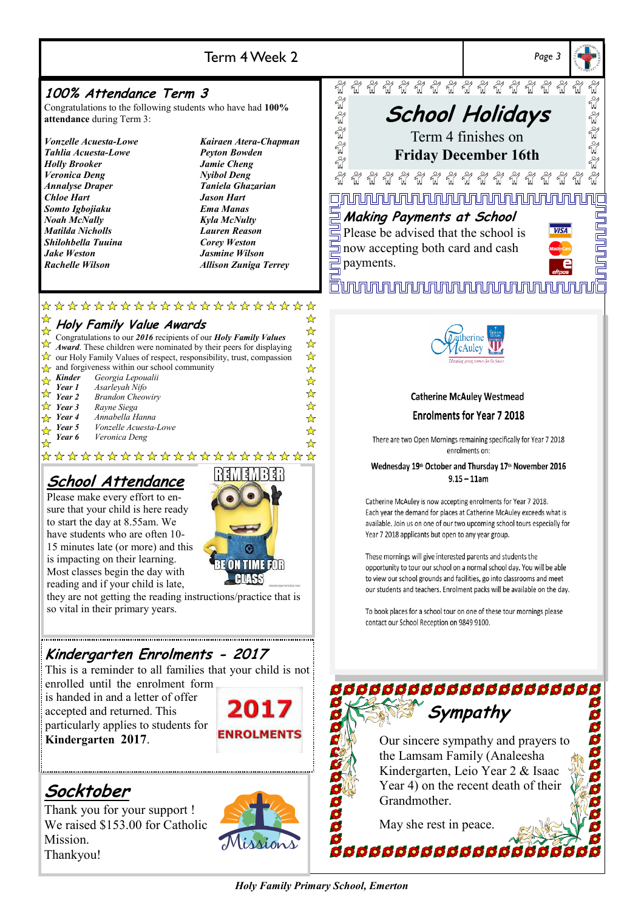## 100% Attendance Term 3

Congratulations to the following students who have had **100% attendance** during Term 3:

*Vonzelle Acuesta-Lowe*
*Tahlia Acuesta-Lowe*
*Holly Brooker*
*Veronica Deng*
*Annalyse Draper*
*Chloe Hart*
*Somto Igbojiaku*
*Noah McNally*
*Matilda Nicholls*
*Shilohbella Tuuina*
*Jake Weston*
*Rachelle Wilson*
*Kairaen Atera-Chapman*
*Peyton Bowden*
*Jamie Cheng*
*Nyibol Deng*
*Taniela Ghazarian*
*Jason Hart*
*Ema Manas*
*Kyla McNulty*
*Lauren Reason*
*Corey Weston*
*Jasmine Wilson*
*Allison Zuniga Terrey*

## School Holidays

Term 4 finishes on

**Friday December 16th**

## Making Payments at School

Please be advised that the school is now accepting both card and cash payments.

## Holy Family Value Awards

Congratulations to our ***2016*** recipients of our ***Holy Family Values Award***. These children were nominated by their peers for displaying our Holy Family Values of respect, responsibility, trust, compassion and forgiveness within our school community

| | |
|---|---|
| ***Kinder*** | *Georgia Lepoualii* |
| ***Year 1*** | *Asarleyah Nifo* |
| ***Year 2*** | *Brandon Cheowiry* |
| ***Year 3*** | *Rayne Siega* |
| ***Year 4*** | *Annabella Hanna* |
| ***Year 5*** | *Vonzelle Acuesta-Lowe* |
| ***Year 6*** | *Veronica Deng* |

## Catherine McAuley Westmead

### Enrolments for Year 7 2018

There are two Open Mornings remaining specifically for Year 7 2018 enrolments on:

**Wednesday 19th October and Thursday 17th November 2016**
**9.15 – 11am**

Catherine McAuley is now accepting enrolments for Year 7 2018. Each year the demand for places at Catherine McAuley exceeds what is available. Join us on one of our two upcoming school tours especially for Year 7 2018 applicants but open to any year group.

These mornings will give interested parents and students the opportunity to tour our school on a normal school day. You will be able to view our school grounds and facilities, go into classrooms and meet our students and teachers. Enrolment packs will be available on the day.

To book places for a school tour on one of these tour mornings please contact our School Reception on 9849 9100.

## School Attendance

Please make every effort to ensure that your child is here ready to start the day at 8.55am. We have students who are often 10-15 minutes late (or more) and this is impacting on their learning. Most classes begin the day with reading and if your child is late, they are not getting the reading instructions/practice that is so vital in their primary years.

## Kindergarten Enrolments - 2017

This is a reminder to all families that your child is not enrolled until the enrolment form is handed in and a letter of offer accepted and returned. This particularly applies to students for **Kindergarten 2017**.

## Sympathy

Our sincere sympathy and prayers to the Lamsam Family (Analeesha Kindergarten, Leio Year 2 & Isaac Year 4) on the recent death of their Grandmother.

May she rest in peace.

## Socktober

Thank you for your support !
We raised $153.00 for Catholic Mission.
Thankyou!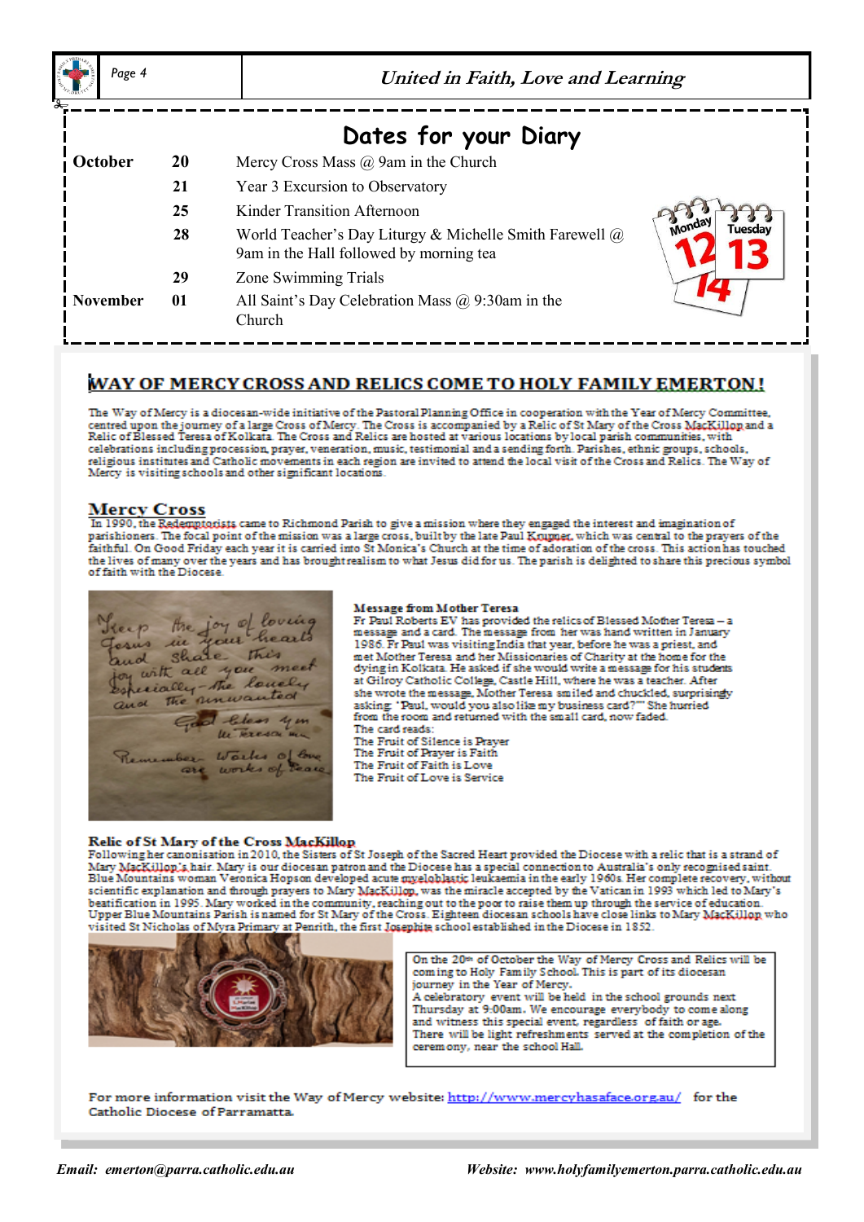## Dates for your Diary

| | | |
|---|---|---|
| October | 20 | Mercy Cross Mass @ 9am in the Church |
| | 21 | Year 3 Excursion to Observatory |
| | 25 | Kinder Transition Afternoon |
| | 28 | World Teacher's Day Liturgy & Michelle Smith Farewell @ 9am in the Hall followed by morning tea |
| | 29 | Zone Swimming Trials |
| November | 01 | All Saint's Day Celebration Mass @ 9:30am in the Church |

## WAY OF MERCY CROSS AND RELICS COME TO HOLY FAMILY EMERTON!

The Way of Mercy is a diocesan-wide initiative of the Pastoral Planning Office in cooperation with the Year of Mercy Committee, centred upon the journey of a large Cross of Mercy. The Cross is accompanied by a Relic of St Mary of the Cross MacKillop and a Relic of Blessed Teresa of Kolkata. The Cross and Relics are hosted at various locations by local parish communities, with celebrations including procession, prayer, veneration, music, testimonial and a sending forth. Parishes, ethnic groups, schools, religious institutes and Catholic movements in each region are invited to attend the local visit of the Cross and Relics. The Way of Mercy is visiting schools and other significant locations.

### Mercy Cross

In 1990, the Redemptorists came to Richmond Parish to give a mission where they engaged the interest and imagination of parishioners. The focal point of the mission was a large cross, built by the late Paul Krupner, which was central to the prayers of the faithful. On Good Friday each year it is carried into St Monica's Church at the time of adoration of the cross. This action has touched the lives of many over the years and has brought realism to what Jesus did for us. The parish is delighted to share this precious symbol of faith with the Diocese.

**Message from Mother Teresa**

Fr Paul Roberts EV has provided the relics of Blessed Mother Teresa – a message and a card. The message from her was hand written in January 1986. Fr Paul was visiting India that year, before he was a priest, and met Mother Teresa and her Missionaries of Charity at the home for the dying in Kolkata. He asked if she would write a message for his students at Gilroy Catholic College, Castle Hill, where he was a teacher. After she wrote the message, Mother Teresa smiled and chuckled, surprisingly asking: "Paul, would you also like my business card?" She hurried from the room and returned with the small card, now faded.

The card reads:

The Fruit of Silence is Prayer
The Fruit of Prayer is Faith
The Fruit of Faith is Love
The Fruit of Love is Service

### Relic of St Mary of the Cross MacKillop

Following her canonisation in 2010, the Sisters of St Joseph of the Sacred Heart provided the Diocese with a relic that is a strand of Mary MacKillop's hair. Mary is our diocesan patron and the Diocese has a special connection to Australia's only recognised saint. Blue Mountains woman Veronica Hopson developed acute myeloblastic leukaemia in the early 1960s. Her complete recovery, without scientific explanation and through prayers to Mary MacKillop, was the miracle accepted by the Vatican in 1993 which led to Mary's beatification in 1995. Mary worked in the community, reaching out to the poor to raise them up through the service of education. Upper Blue Mountains Parish is named for St Mary of the Cross. Eighteen diocesan schools have close links to Mary MacKillop who visited St Nicholas of Myra Primary at Penrith, the first Josephite school established in the Diocese in 1852.

On the 20th of October the Way of Mercy Cross and Relics will be coming to Holy Family School. This is part of its diocesan journey in the Year of Mercy.
A celebratory event will be held in the school grounds next Thursday at 9:00am. We encourage everybody to come along and witness this special event, regardless of faith or age.
There will be light refreshments served at the completion of the ceremony, near the school Hall.

For more information visit the Way of Mercy website: http://www.mercyhasaface.org.au/ for the Catholic Diocese of Parramatta.